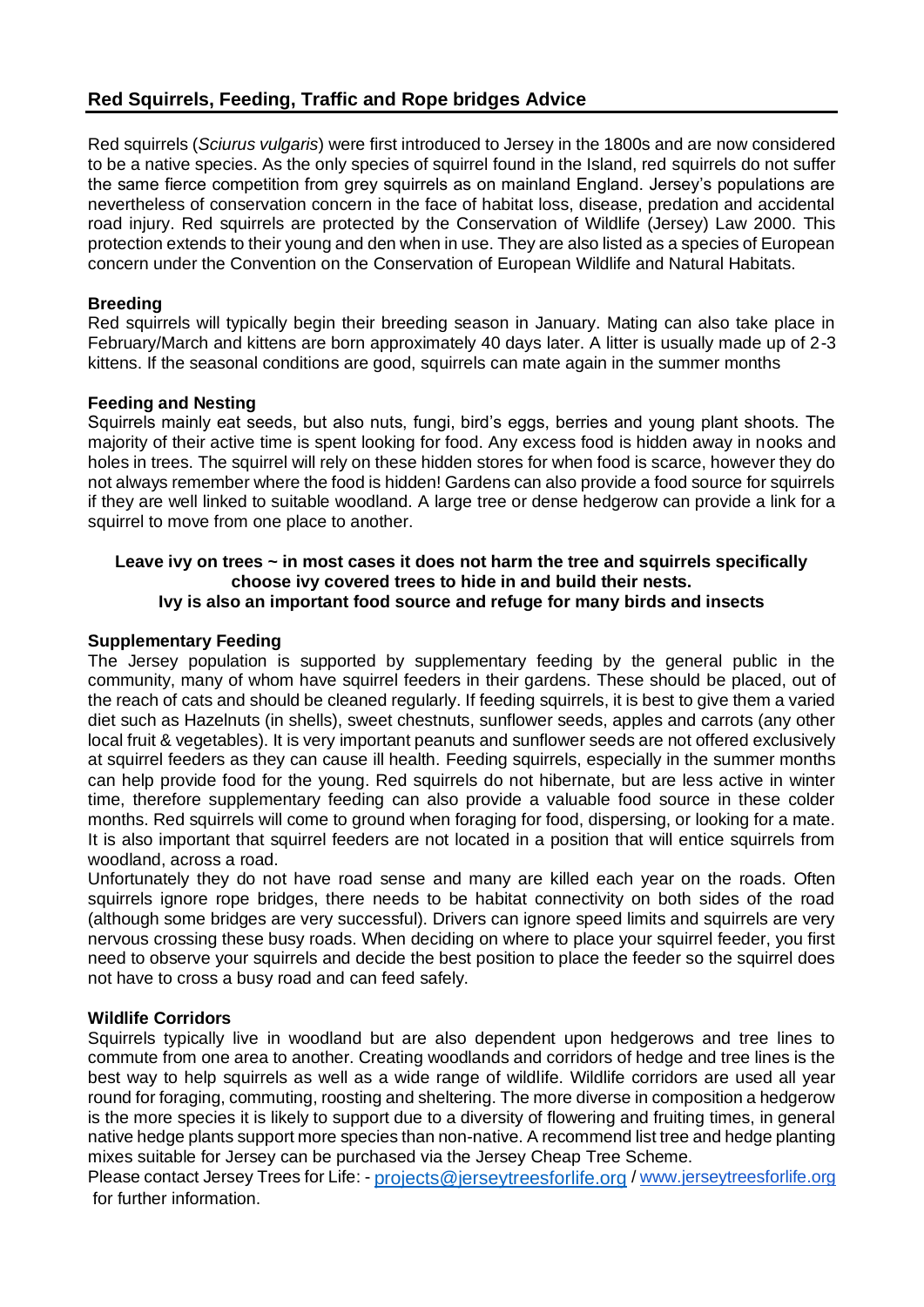## Red Squirrels, Feeding, Traffic and Rope bridges Advice

Red squirrels (*Sciurus vulgaris*) were first introduced to Jersey in the 1800s and are now considered to be a native species. As the only species of squirrel found in the Island, red squirrels do not suffer the same fierce competition from grey squirrels as on mainland England. Jersey's populations are nevertheless of conservation concern in the face of habitat loss, disease, predation and accidental road injury. Red squirrels are protected by the Conservation of Wildlife (Jersey) Law 2000. This protection extends to their young and den when in use. They are also listed as a species of European concern under the Convention on the Conservation of European Wildlife and Natural Habitats.

**Breeding**

Red squirrels will typically begin their breeding season in January. Mating can also take place in February/March and kittens are born approximately 40 days later. A litter is usually made up of 2-3 kittens. If the seasonal conditions are good, squirrels can mate again in the summer months

**Feeding and Nesting**

Squirrels mainly eat seeds, but also nuts, fungi, bird's eggs, berries and young plant shoots. The majority of their active time is spent looking for food. Any excess food is hidden away in nooks and holes in trees. The squirrel will rely on these hidden stores for when food is scarce, however they do not always remember where the food is hidden! Gardens can also provide a food source for squirrels if they are well linked to suitable woodland. A large tree or dense hedgerow can provide a link for a squirrel to move from one place to another.

**Leave ivy on trees ~ in most cases it does not harm the tree and squirrels specifically choose ivy covered trees to hide in and build their nests.**
**Ivy is also an important food source and refuge for many birds and insects**

**Supplementary Feeding**

The Jersey population is supported by supplementary feeding by the general public in the community, many of whom have squirrel feeders in their gardens. These should be placed, out of the reach of cats and should be cleaned regularly. If feeding squirrels, it is best to give them a varied diet such as Hazelnuts (in shells), sweet chestnuts, sunflower seeds, apples and carrots (any other local fruit & vegetables). It is very important peanuts and sunflower seeds are not offered exclusively at squirrel feeders as they can cause ill health. Feeding squirrels, especially in the summer months can help provide food for the young. Red squirrels do not hibernate, but are less active in winter time, therefore supplementary feeding can also provide a valuable food source in these colder months. Red squirrels will come to ground when foraging for food, dispersing, or looking for a mate. It is also important that squirrel feeders are not located in a position that will entice squirrels from woodland, across a road.

Unfortunately they do not have road sense and many are killed each year on the roads. Often squirrels ignore rope bridges, there needs to be habitat connectivity on both sides of the road (although some bridges are very successful). Drivers can ignore speed limits and squirrels are very nervous crossing these busy roads. When deciding on where to place your squirrel feeder, you first need to observe your squirrels and decide the best position to place the feeder so the squirrel does not have to cross a busy road and can feed safely.

**Wildlife Corridors**

Squirrels typically live in woodland but are also dependent upon hedgerows and tree lines to commute from one area to another. Creating woodlands and corridors of hedge and tree lines is the best way to help squirrels as well as a wide range of wildlife. Wildlife corridors are used all year round for foraging, commuting, roosting and sheltering. The more diverse in composition a hedgerow is the more species it is likely to support due to a diversity of flowering and fruiting times, in general native hedge plants support more species than non-native. A recommend list tree and hedge planting mixes suitable for Jersey can be purchased via the Jersey Cheap Tree Scheme.

Please contact Jersey Trees for Life: - projects@jerseytreesforlife.org / www.jerseytreesforlife.org for further information.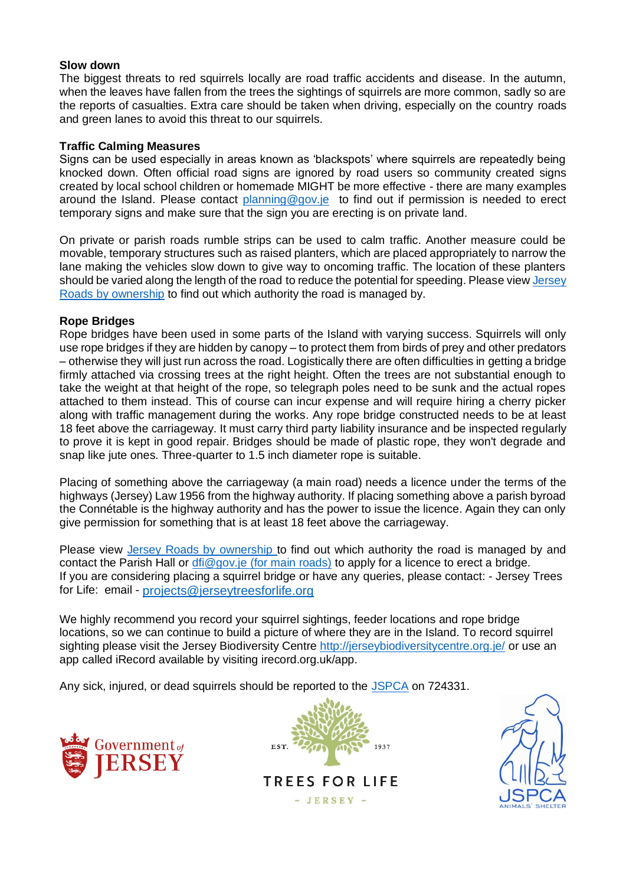**Slow down**

The biggest threats to red squirrels locally are road traffic accidents and disease. In the autumn, when the leaves have fallen from the trees the sightings of squirrels are more common, sadly so are the reports of casualties. Extra care should be taken when driving, especially on the country roads and green lanes to avoid this threat to our squirrels.

**Traffic Calming Measures**

Signs can be used especially in areas known as 'blackspots' where squirrels are repeatedly being knocked down. Often official road signs are ignored by road users so community created signs created by local school children or homemade MIGHT be more effective - there are many examples around the Island. Please contact planning@gov.je to find out if permission is needed to erect temporary signs and make sure that the sign you are erecting is on private land.

On private or parish roads rumble strips can be used to calm traffic. Another measure could be movable, temporary structures such as raised planters, which are placed appropriately to narrow the lane making the vehicles slow down to give way to oncoming traffic. The location of these planters should be varied along the length of the road to reduce the potential for speeding. Please view Jersey Roads by ownership to find out which authority the road is managed by.

**Rope Bridges**

Rope bridges have been used in some parts of the Island with varying success. Squirrels will only use rope bridges if they are hidden by canopy – to protect them from birds of prey and other predators – otherwise they will just run across the road. Logistically there are often difficulties in getting a bridge firmly attached via crossing trees at the right height. Often the trees are not substantial enough to take the weight at that height of the rope, so telegraph poles need to be sunk and the actual ropes attached to them instead. This of course can incur expense and will require hiring a cherry picker along with traffic management during the works. Any rope bridge constructed needs to be at least 18 feet above the carriageway. It must carry third party liability insurance and be inspected regularly to prove it is kept in good repair. Bridges should be made of plastic rope, they won't degrade and snap like jute ones. Three-quarter to 1.5 inch diameter rope is suitable.

Placing of something above the carriageway (a main road) needs a licence under the terms of the highways (Jersey) Law 1956 from the highway authority. If placing something above a parish byroad the Connétable is the highway authority and has the power to issue the licence. Again they can only give permission for something that is at least 18 feet above the carriageway.

Please view Jersey Roads by ownership to find out which authority the road is managed by and contact the Parish Hall or dfi@gov.je (for main roads) to apply for a licence to erect a bridge. If you are considering placing a squirrel bridge or have any queries, please contact: - Jersey Trees for Life: email - projects@jerseytreesforlife.org

We highly recommend you record your squirrel sightings, feeder locations and rope bridge locations, so we can continue to build a picture of where they are in the Island. To record squirrel sighting please visit the Jersey Biodiversity Centre http://jerseybiodiversitycentre.org.je/ or use an app called iRecord available by visiting irecord.org.uk/app.

Any sick, injured, or dead squirrels should be reported to the JSPCA on 724331.

Government of JERSEY

EST. 1937 TREES FOR LIFE - JERSEY -

JSPCA ANIMALS' SHELTER